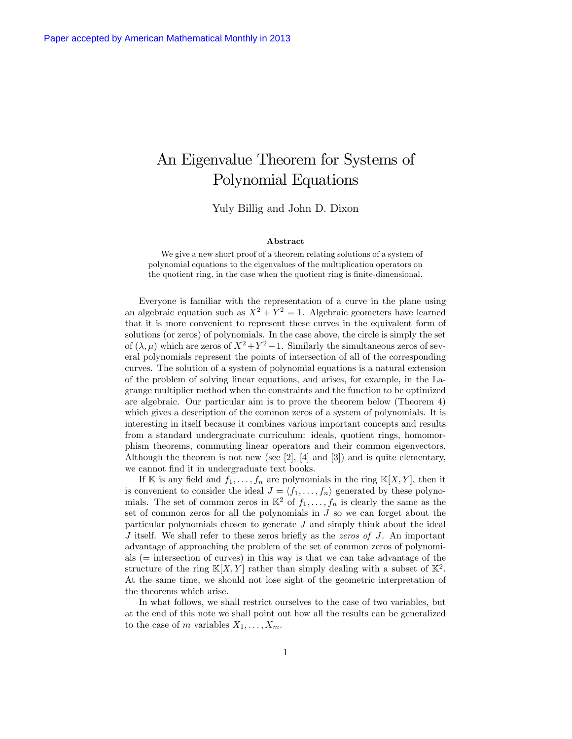Paper accepted by American Mathematical Monthly in 2013

# An Eigenvalue Theorem for Systems of Polynomial Equations

Yuly Billig and John D. Dixon

### Abstract

We give a new short proof of a theorem relating solutions of a system of polynomial equations to the eigenvalues of the multiplication operators on the quotient ring, in the case when the quotient ring is finite-dimensional.

Everyone is familiar with the representation of a curve in the plane using an algebraic equation such as $X^2 + Y^2 = 1$. Algebraic geometers have learned that it is more convenient to represent these curves in the equivalent form of solutions (or zeros) of polynomials. In the case above, the circle is simply the set of $(\lambda, \mu)$ which are zeros of $X^2 + Y^2 - 1$. Similarly the simultaneous zeros of several polynomials represent the points of intersection of all of the corresponding curves. The solution of a system of polynomial equations is a natural extension of the problem of solving linear equations, and arises, for example, in the Lagrange multiplier method when the constraints and the function to be optimized are algebraic. Our particular aim is to prove the theorem below (Theorem 4) which gives a description of the common zeros of a system of polynomials. It is interesting in itself because it combines various important concepts and results from a standard undergraduate curriculum: ideals, quotient rings, homomorphism theorems, commuting linear operators and their common eigenvectors. Although the theorem is not new (see [2], [4] and [3]) and is quite elementary, we cannot find it in undergraduate text books.

If $\mathbb{K}$ is any field and $f_1, \ldots, f_n$ are polynomials in the ring $\mathbb{K}[X, Y]$, then it is convenient to consider the ideal $J = \langle f_1, \ldots, f_n \rangle$ generated by these polynomials. The set of common zeros in $\mathbb{K}^2$ of $f_1, \ldots, f_n$ is clearly the same as the set of common zeros for all the polynomials in $J$ so we can forget about the particular polynomials chosen to generate $J$ and simply think about the ideal $J$ itself. We shall refer to these zeros briefly as the *zeros of* $J$. An important advantage of approaching the problem of the set of common zeros of polynomials (= intersection of curves) in this way is that we can take advantage of the structure of the ring $\mathbb{K}[X, Y]$ rather than simply dealing with a subset of $\mathbb{K}^2$. At the same time, we should not lose sight of the geometric interpretation of the theorems which arise.

In what follows, we shall restrict ourselves to the case of two variables, but at the end of this note we shall point out how all the results can be generalized to the case of $m$ variables $X_1, \ldots, X_m$.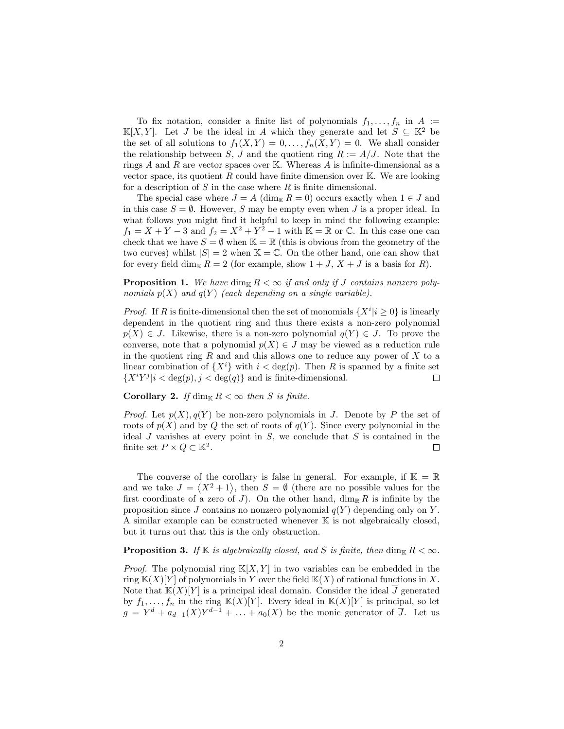To fix notation, consider a finite list of polynomials $f_1, \ldots, f_n$ in $A := \mathbb{K}[X,Y]$. Let $J$ be the ideal in $A$ which they generate and let $S \subseteq \mathbb{K}^2$ be the set of all solutions to $f_1(X,Y) = 0, \ldots, f_n(X,Y) = 0$. We shall consider the relationship between $S$, $J$ and the quotient ring $R := A/J$. Note that the rings $A$ and $R$ are vector spaces over $\mathbb{K}$. Whereas $A$ is infinite-dimensional as a vector space, its quotient $R$ could have finite dimension over $\mathbb{K}$. We are looking for a description of $S$ in the case where $R$ is finite dimensional.

The special case where $J = A$ ($\dim_{\mathbb{K}} R = 0$) occurs exactly when $1 \in J$ and in this case $S = \emptyset$. However, $S$ may be empty even when $J$ is a proper ideal. In what follows you might find it helpful to keep in mind the following example: $f_1 = X + Y - 3$ and $f_2 = X^2 + Y^2 - 1$ with $\mathbb{K} = \mathbb{R}$ or $\mathbb{C}$. In this case one can check that we have $S = \emptyset$ when $\mathbb{K} = \mathbb{R}$ (this is obvious from the geometry of the two curves) whilst $|S| = 2$ when $\mathbb{K} = \mathbb{C}$. On the other hand, one can show that for every field $\dim_{\mathbb{K}} R = 2$ (for example, show $1 + J$, $X + J$ is a basis for $R$).

**Proposition 1.** *We have $\dim_{\mathbb{K}} R < \infty$ if and only if $J$ contains nonzero polynomials $p(X)$ and $q(Y)$ (each depending on a single variable).*

*Proof.* If $R$ is finite-dimensional then the set of monomials $\{X^i | i \geq 0\}$ is linearly dependent in the quotient ring and thus there exists a non-zero polynomial $p(X) \in J$. Likewise, there is a non-zero polynomial $q(Y) \in J$. To prove the converse, note that a polynomial $p(X) \in J$ may be viewed as a reduction rule in the quotient ring $R$ and and this allows one to reduce any power of $X$ to a linear combination of $\{X^i\}$ with $i < \deg(p)$. Then $R$ is spanned by a finite set $\{X^i Y^j | i < \deg(p), j < \deg(q)\}$ and is finite-dimensional. $\square$

**Corollary 2.** *If $\dim_{\mathbb{K}} R < \infty$ then $S$ is finite.*

*Proof.* Let $p(X), q(Y)$ be non-zero polynomials in $J$. Denote by $P$ the set of roots of $p(X)$ and by $Q$ the set of roots of $q(Y)$. Since every polynomial in the ideal $J$ vanishes at every point in $S$, we conclude that $S$ is contained in the finite set $P \times Q \subset \mathbb{K}^2$. $\square$

The converse of the corollary is false in general. For example, if $\mathbb{K} = \mathbb{R}$ and we take $J = \langle X^2 + 1 \rangle$, then $S = \emptyset$ (there are no possible values for the first coordinate of a zero of $J$). On the other hand, $\dim_{\mathbb{R}} R$ is infinite by the proposition since $J$ contains no nonzero polynomial $q(Y)$ depending only on $Y$. A similar example can be constructed whenever $\mathbb{K}$ is not algebraically closed, but it turns out that this is the only obstruction.

**Proposition 3.** *If $\mathbb{K}$ is algebraically closed, and $S$ is finite, then $\dim_{\mathbb{K}} R < \infty$.*

*Proof.* The polynomial ring $\mathbb{K}[X,Y]$ in two variables can be embedded in the ring $\mathbb{K}(X)[Y]$ of polynomials in $Y$ over the field $\mathbb{K}(X)$ of rational functions in $X$. Note that $\mathbb{K}(X)[Y]$ is a principal ideal domain. Consider the ideal $\overline{J}$ generated by $f_1, \ldots, f_n$ in the ring $\mathbb{K}(X)[Y]$. Every ideal in $\mathbb{K}(X)[Y]$ is principal, so let $g = Y^d + a_{d-1}(X)Y^{d-1} + \ldots + a_0(X)$ be the monic generator of $\overline{J}$. Let us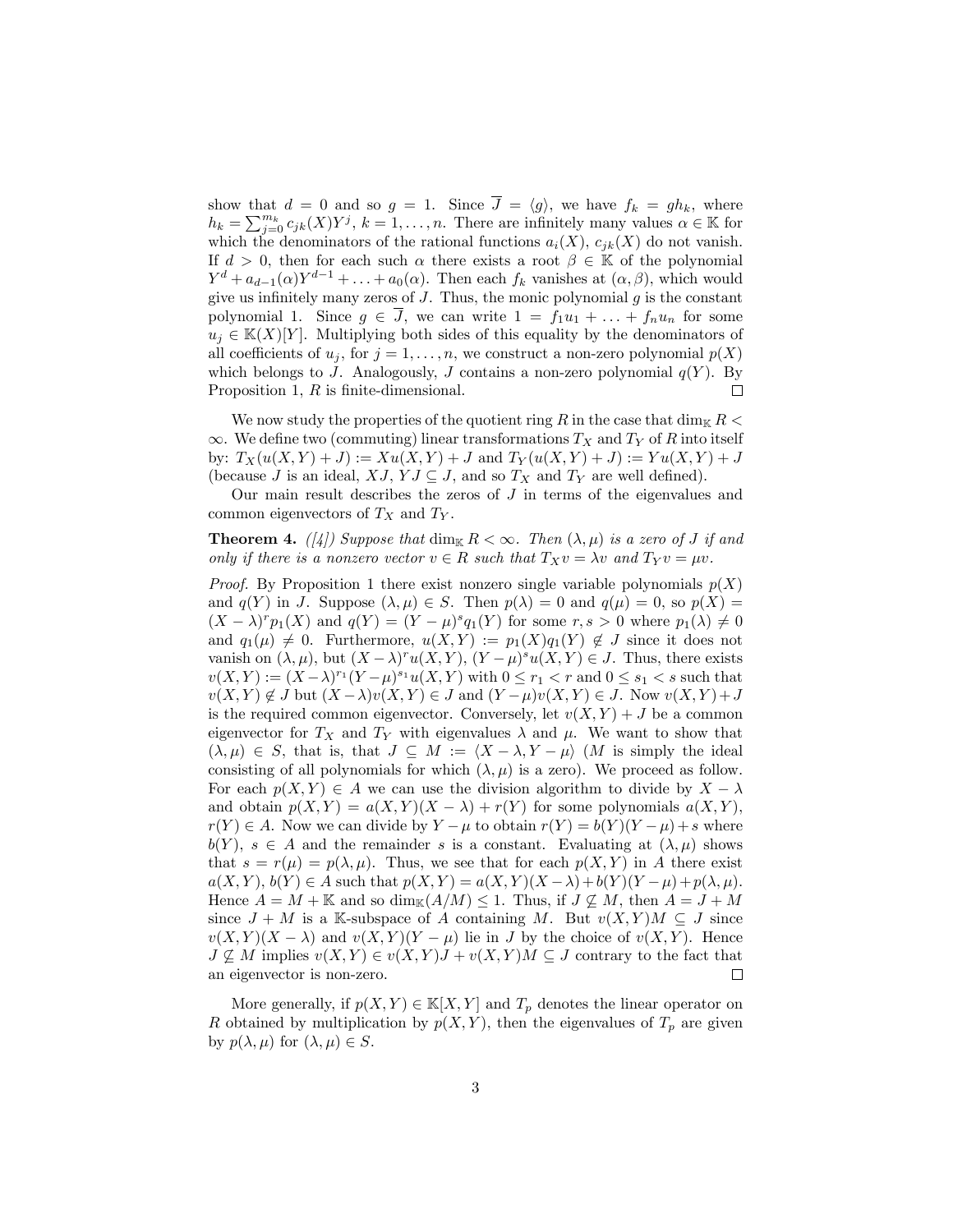show that $d = 0$ and so $g = 1$. Since $\overline{J} = \langle g \rangle$, we have $f_k = gh_k$, where $h_k = \sum_{j=0}^{m_k} c_{jk}(X)Y^j$, $k = 1, \ldots, n$. There are infinitely many values $\alpha \in \mathbb{K}$ for which the denominators of the rational functions $a_i(X)$, $c_{jk}(X)$ do not vanish. If $d > 0$, then for each such $\alpha$ there exists a root $\beta \in \mathbb{K}$ of the polynomial $Y^d + a_{d-1}(\alpha)Y^{d-1} + \ldots + a_0(\alpha)$. Then each $f_k$ vanishes at $(\alpha, \beta)$, which would give us infinitely many zeros of $J$. Thus, the monic polynomial $g$ is the constant polynomial 1. Since $g \in \overline{J}$, we can write $1 = f_1 u_1 + \ldots + f_n u_n$ for some $u_j \in \mathbb{K}(X)[Y]$. Multiplying both sides of this equality by the denominators of all coefficients of $u_j$, for $j = 1, \ldots, n$, we construct a non-zero polynomial $p(X)$ which belongs to $J$. Analogously, $J$ contains a non-zero polynomial $q(Y)$. By Proposition 1, $R$ is finite-dimensional. □

We now study the properties of the quotient ring $R$ in the case that $\dim_{\mathbb{K}} R < \infty$. We define two (commuting) linear transformations $T_X$ and $T_Y$ of $R$ into itself by: $T_X(u(X,Y) + J) := Xu(X,Y) + J$ and $T_Y(u(X,Y) + J) := Yu(X,Y) + J$ (because $J$ is an ideal, $XJ$, $YJ \subseteq J$, and so $T_X$ and $T_Y$ are well defined).

Our main result describes the zeros of $J$ in terms of the eigenvalues and common eigenvectors of $T_X$ and $T_Y$.

**Theorem 4.** *([4]) Suppose that $\dim_{\mathbb{K}} R < \infty$. Then $(\lambda, \mu)$ is a zero of $J$ if and only if there is a nonzero vector $v \in R$ such that $T_X v = \lambda v$ and $T_Y v = \mu v$.*

*Proof.* By Proposition 1 there exist nonzero single variable polynomials $p(X)$ and $q(Y)$ in $J$. Suppose $(\lambda, \mu) \in S$. Then $p(\lambda) = 0$ and $q(\mu) = 0$, so $p(X) = (X - \lambda)^r p_1(X)$ and $q(Y) = (Y - \mu)^s q_1(Y)$ for some $r, s > 0$ where $p_1(\lambda) \neq 0$ and $q_1(\mu) \neq 0$. Furthermore, $u(X,Y) := p_1(X)q_1(Y) \notin J$ since it does not vanish on $(\lambda, \mu)$, but $(X - \lambda)^r u(X,Y)$, $(Y - \mu)^s u(X,Y) \in J$. Thus, there exists $v(X,Y) := (X - \lambda)^{r_1}(Y - \mu)^{s_1} u(X,Y)$ with $0 \leq r_1 < r$ and $0 \leq s_1 < s$ such that $v(X,Y) \notin J$ but $(X - \lambda)v(X,Y) \in J$ and $(Y - \mu)v(X,Y) \in J$. Now $v(X,Y) + J$ is the required common eigenvector. Conversely, let $v(X,Y) + J$ be a common eigenvector for $T_X$ and $T_Y$ with eigenvalues $\lambda$ and $\mu$. We want to show that $(\lambda, \mu) \in S$, that is, that $J \subseteq M := \langle X - \lambda, Y - \mu \rangle$ ($M$ is simply the ideal consisting of all polynomials for which $(\lambda, \mu)$ is a zero). We proceed as follow. For each $p(X,Y) \in A$ we can use the division algorithm to divide by $X - \lambda$ and obtain $p(X,Y) = a(X,Y)(X - \lambda) + r(Y)$ for some polynomials $a(X,Y)$, $r(Y) \in A$. Now we can divide by $Y - \mu$ to obtain $r(Y) = b(Y)(Y - \mu) + s$ where $b(Y)$, $s \in A$ and the remainder $s$ is a constant. Evaluating at $(\lambda, \mu)$ shows that $s = r(\mu) = p(\lambda, \mu)$. Thus, we see that for each $p(X,Y)$ in $A$ there exist $a(X,Y)$, $b(Y) \in A$ such that $p(X,Y) = a(X,Y)(X - \lambda) + b(Y)(Y - \mu) + p(\lambda, \mu)$. Hence $A = M + \mathbb{K}$ and so $\dim_{\mathbb{K}}(A/M) \leq 1$. Thus, if $J \nsubseteq M$, then $A = J + M$ since $J + M$ is a $\mathbb{K}$-subspace of $A$ containing $M$. But $v(X,Y)M \subseteq J$ since $v(X,Y)(X - \lambda)$ and $v(X,Y)(Y - \mu)$ lie in $J$ by the choice of $v(X,Y)$. Hence $J \nsubseteq M$ implies $v(X,Y) \in v(X,Y)J + v(X,Y)M \subseteq J$ contrary to the fact that an eigenvector is non-zero. □

More generally, if $p(X,Y) \in \mathbb{K}[X,Y]$ and $T_p$ denotes the linear operator on $R$ obtained by multiplication by $p(X,Y)$, then the eigenvalues of $T_p$ are given by $p(\lambda, \mu)$ for $(\lambda, \mu) \in S$.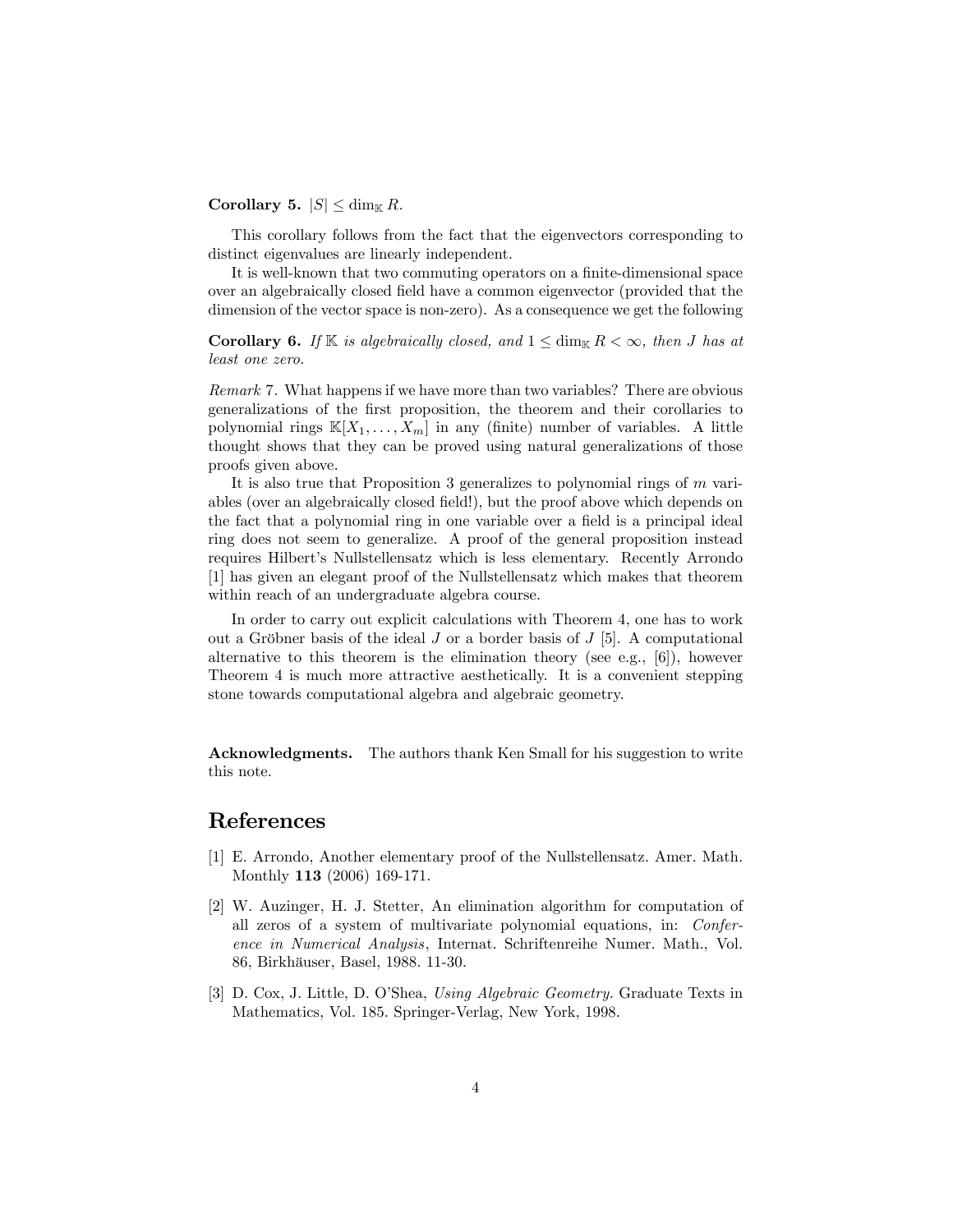**Corollary 5.** $|S| \leq \dim_{\mathbb{K}} R$.

This corollary follows from the fact that the eigenvectors corresponding to distinct eigenvalues are linearly independent.

It is well-known that two commuting operators on a finite-dimensional space over an algebraically closed field have a common eigenvector (provided that the dimension of the vector space is non-zero). As a consequence we get the following

**Corollary 6.** *If $\mathbb{K}$ is algebraically closed, and $1 \leq \dim_{\mathbb{K}} R < \infty$, then $J$ has at least one zero.*

*Remark* 7. What happens if we have more than two variables? There are obvious generalizations of the first proposition, the theorem and their corollaries to polynomial rings $\mathbb{K}[X_1, \ldots, X_m]$ in any (finite) number of variables. A little thought shows that they can be proved using natural generalizations of those proofs given above.

It is also true that Proposition 3 generalizes to polynomial rings of $m$ variables (over an algebraically closed field!), but the proof above which depends on the fact that a polynomial ring in one variable over a field is a principal ideal ring does not seem to generalize. A proof of the general proposition instead requires Hilbert's Nullstellensatz which is less elementary. Recently Arrondo [1] has given an elegant proof of the Nullstellensatz which makes that theorem within reach of an undergraduate algebra course.

In order to carry out explicit calculations with Theorem 4, one has to work out a Gröbner basis of the ideal $J$ or a border basis of $J$ [5]. A computational alternative to this theorem is the elimination theory (see e.g., [6]), however Theorem 4 is much more attractive aesthetically. It is a convenient stepping stone towards computational algebra and algebraic geometry.

**Acknowledgments.** The authors thank Ken Small for his suggestion to write this note.

# References

[1] E. Arrondo, Another elementary proof of the Nullstellensatz. Amer. Math. Monthly **113** (2006) 169-171.

[2] W. Auzinger, H. J. Stetter, An elimination algorithm for computation of all zeros of a system of multivariate polynomial equations, in: *Conference in Numerical Analysis*, Internat. Schriftenreihe Numer. Math., Vol. 86, Birkhäuser, Basel, 1988. 11-30.

[3] D. Cox, J. Little, D. O'Shea, *Using Algebraic Geometry.* Graduate Texts in Mathematics, Vol. 185. Springer-Verlag, New York, 1998.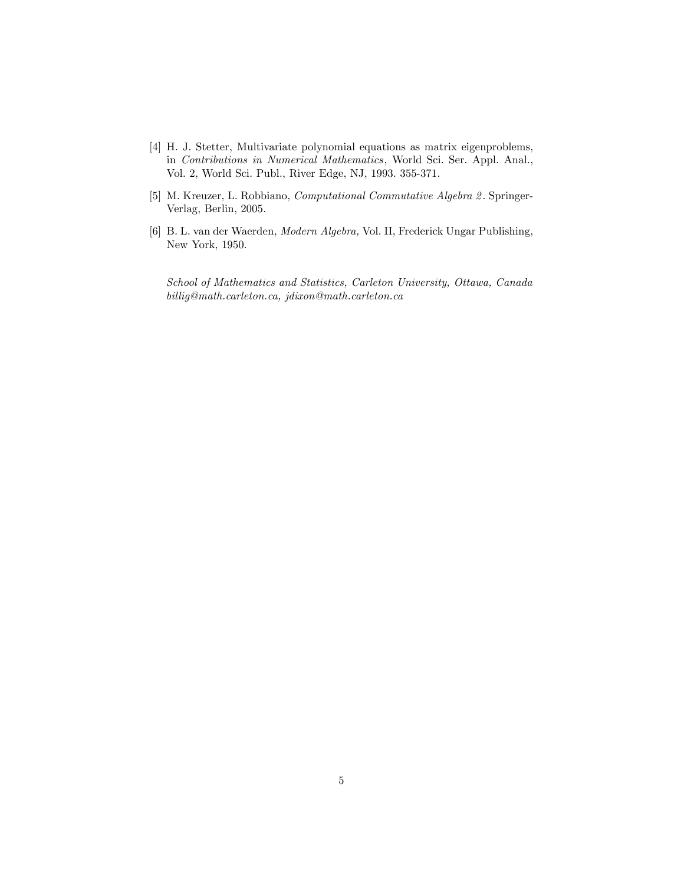[4] H. J. Stetter, Multivariate polynomial equations as matrix eigenproblems, in *Contributions in Numerical Mathematics*, World Sci. Ser. Appl. Anal., Vol. 2, World Sci. Publ., River Edge, NJ, 1993. 355-371.

[5] M. Kreuzer, L. Robbiano, *Computational Commutative Algebra 2*. Springer-Verlag, Berlin, 2005.

[6] B. L. van der Waerden, *Modern Algebra,* Vol. II, Frederick Ungar Publishing, New York, 1950.

*School of Mathematics and Statistics, Carleton University, Ottawa, Canada*
*billig@math.carleton.ca, jdixon@math.carleton.ca*